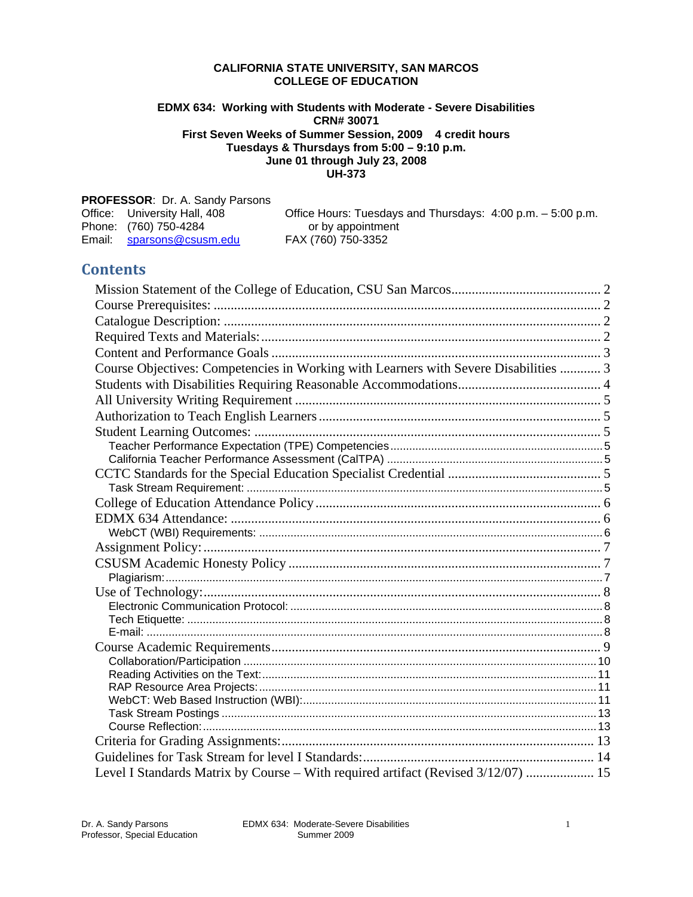**CALIFORNIA STATE UNIVERSITY, SAN MARCOS**
**COLLEGE OF EDUCATION**

**EDMX 634: Working with Students with Moderate - Severe Disabilities**
**CRN# 30071**
**First Seven Weeks of Summer Session, 2009 4 credit hours**
**Tuesdays & Thursdays from 5:00 – 9:10 p.m.**
**June 01 through July 23, 2008**
**UH-373**

**PROFESSOR**: Dr. A. Sandy Parsons
Office: University Hall, 408
Phone: (760) 750-4284
Email: sparsons@csusm.edu

Office Hours: Tuesdays and Thursdays: 4:00 p.m. – 5:00 p.m. or by appointment
FAX (760) 750-3352

## Contents

- Mission Statement of the College of Education, CSU San Marcos .... 2
- Course Prerequisites: .... 2
- Catalogue Description: .... 2
- Required Texts and Materials: .... 2
- Content and Performance Goals .... 3
- Course Objectives: Competencies in Working with Learners with Severe Disabilities .... 3
- Students with Disabilities Requiring Reasonable Accommodations .... 4
- All University Writing Requirement .... 5
- Authorization to Teach English Learners .... 5
- Student Learning Outcomes: .... 5
  - Teacher Performance Expectation (TPE) Competencies .... 5
  - California Teacher Performance Assessment (CalTPA) .... 5
- CCTC Standards for the Special Education Specialist Credential .... 5
  - Task Stream Requirement: .... 5
- College of Education Attendance Policy .... 6
- EDMX 634 Attendance: .... 6
  - WebCT (WBI) Requirements: .... 6
- Assignment Policy: .... 7
- CSUSM Academic Honesty Policy .... 7
  - Plagiarism: .... 7
- Use of Technology: .... 8
  - Electronic Communication Protocol: .... 8
  - Tech Etiquette: .... 8
  - E-mail: .... 8
- Course Academic Requirements .... 9
  - Collaboration/Participation .... 10
  - Reading Activities on the Text: .... 11
  - RAP Resource Area Projects: .... 11
  - WebCT: Web Based Instruction (WBI): .... 11
  - Task Stream Postings .... 13
  - Course Reflection: .... 13
- Criteria for Grading Assignments: .... 13
- Guidelines for Task Stream for level I Standards: .... 14
- Level I Standards Matrix by Course – With required artifact (Revised 3/12/07) .... 15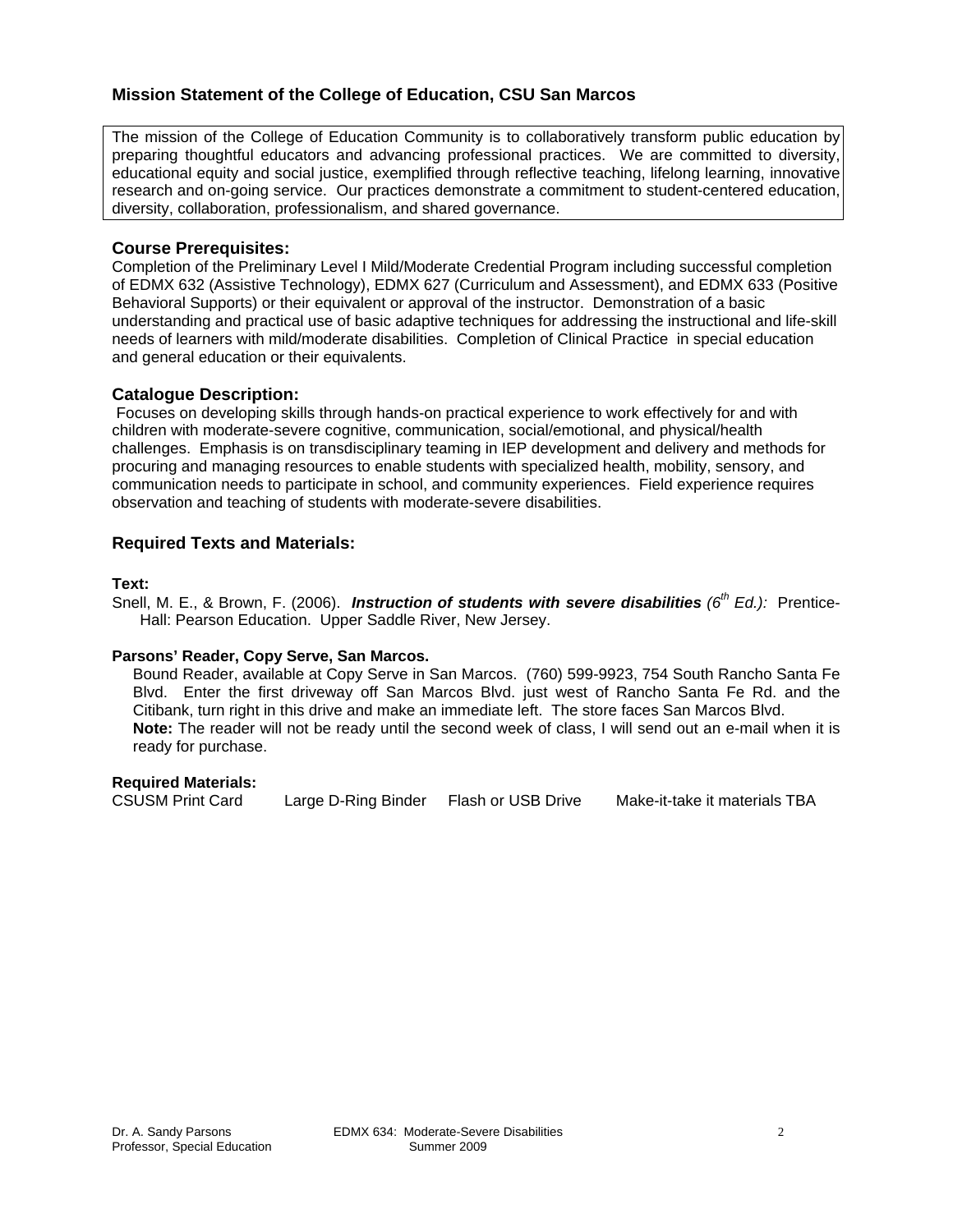## Mission Statement of the College of Education, CSU San Marcos

The mission of the College of Education Community is to collaboratively transform public education by preparing thoughtful educators and advancing professional practices. We are committed to diversity, educational equity and social justice, exemplified through reflective teaching, lifelong learning, innovative research and on-going service. Our practices demonstrate a commitment to student-centered education, diversity, collaboration, professionalism, and shared governance.

### Course Prerequisites:

Completion of the Preliminary Level I Mild/Moderate Credential Program including successful completion of EDMX 632 (Assistive Technology), EDMX 627 (Curriculum and Assessment), and EDMX 633 (Positive Behavioral Supports) or their equivalent or approval of the instructor. Demonstration of a basic understanding and practical use of basic adaptive techniques for addressing the instructional and life-skill needs of learners with mild/moderate disabilities. Completion of Clinical Practice in special education and general education or their equivalents.

### Catalogue Description:

Focuses on developing skills through hands-on practical experience to work effectively for and with children with moderate-severe cognitive, communication, social/emotional, and physical/health challenges. Emphasis is on transdisciplinary teaming in IEP development and delivery and methods for procuring and managing resources to enable students with specialized health, mobility, sensory, and communication needs to participate in school, and community experiences. Field experience requires observation and teaching of students with moderate-severe disabilities.

### Required Texts and Materials:

**Text:**

Snell, M. E., & Brown, F. (2006). ***Instruction of students with severe disabilities*** *(6th Ed.):* Prentice-Hall: Pearson Education. Upper Saddle River, New Jersey.

**Parsons' Reader, Copy Serve, San Marcos.**

Bound Reader, available at Copy Serve in San Marcos. (760) 599-9923, 754 South Rancho Santa Fe Blvd. Enter the first driveway off San Marcos Blvd. just west of Rancho Santa Fe Rd. and the Citibank, turn right in this drive and make an immediate left. The store faces San Marcos Blvd.
**Note:** The reader will not be ready until the second week of class, I will send out an e-mail when it is ready for purchase.

**Required Materials:**

CSUSM Print Card &nbsp;&nbsp;&nbsp; Large D-Ring Binder &nbsp;&nbsp;&nbsp; Flash or USB Drive &nbsp;&nbsp;&nbsp; Make-it-take it materials TBA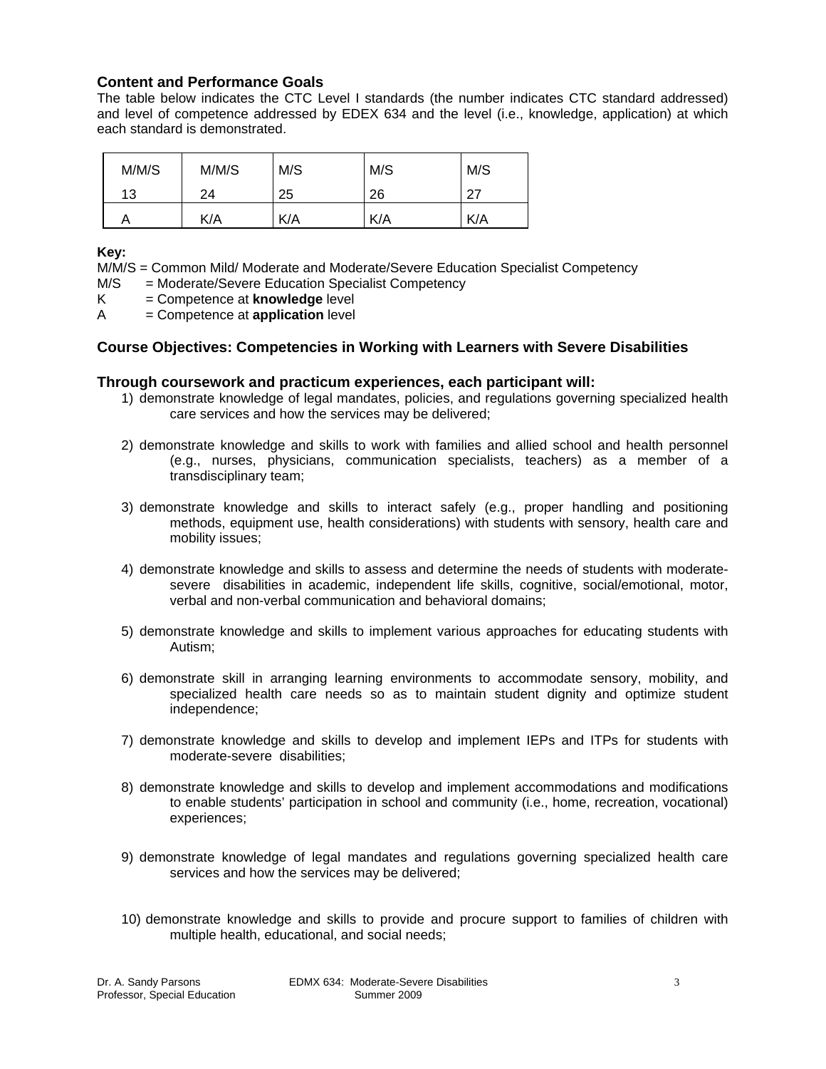### Content and Performance Goals

The table below indicates the CTC Level I standards (the number indicates CTC standard addressed) and level of competence addressed by EDEX 634 and the level (i.e., knowledge, application) at which each standard is demonstrated.

| M/M/S | M/M/S | M/S | M/S | M/S |
|---|---|---|---|---|
| 13 | 24 | 25 | 26 | 27 |
| A | K/A | K/A | K/A | K/A |

**Key:**
M/M/S = Common Mild/ Moderate and Moderate/Severe Education Specialist Competency
M/S = Moderate/Severe Education Specialist Competency
K = Competence at **knowledge** level
A = Competence at **application** level

### Course Objectives: Competencies in Working with Learners with Severe Disabilities

### Through coursework and practicum experiences, each participant will:

1) demonstrate knowledge of legal mandates, policies, and regulations governing specialized health care services and how the services may be delivered;

2) demonstrate knowledge and skills to work with families and allied school and health personnel (e.g., nurses, physicians, communication specialists, teachers) as a member of a transdisciplinary team;

3) demonstrate knowledge and skills to interact safely (e.g., proper handling and positioning methods, equipment use, health considerations) with students with sensory, health care and mobility issues;

4) demonstrate knowledge and skills to assess and determine the needs of students with moderate-severe disabilities in academic, independent life skills, cognitive, social/emotional, motor, verbal and non-verbal communication and behavioral domains;

5) demonstrate knowledge and skills to implement various approaches for educating students with Autism;

6) demonstrate skill in arranging learning environments to accommodate sensory, mobility, and specialized health care needs so as to maintain student dignity and optimize student independence;

7) demonstrate knowledge and skills to develop and implement IEPs and ITPs for students with moderate-severe disabilities;

8) demonstrate knowledge and skills to develop and implement accommodations and modifications to enable students' participation in school and community (i.e., home, recreation, vocational) experiences;

9) demonstrate knowledge of legal mandates and regulations governing specialized health care services and how the services may be delivered;

10) demonstrate knowledge and skills to provide and procure support to families of children with multiple health, educational, and social needs;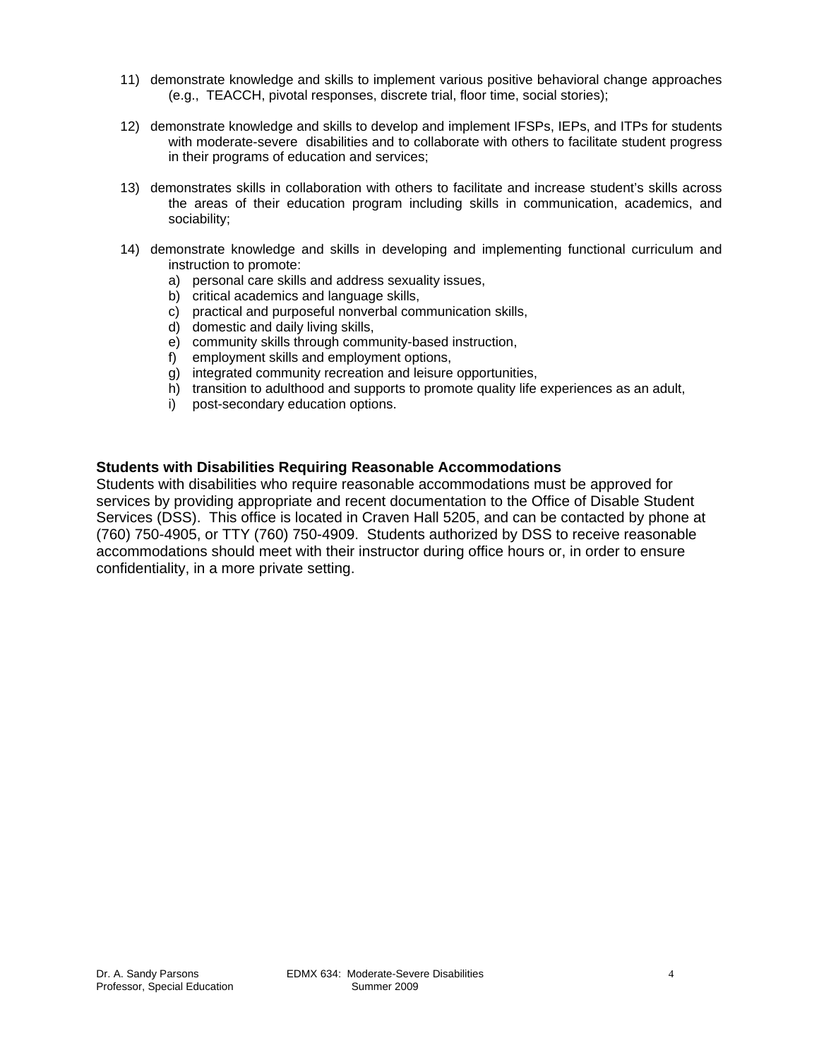11) demonstrate knowledge and skills to implement various positive behavioral change approaches (e.g., TEACCH, pivotal responses, discrete trial, floor time, social stories);

12) demonstrate knowledge and skills to develop and implement IFSPs, IEPs, and ITPs for students with moderate-severe disabilities and to collaborate with others to facilitate student progress in their programs of education and services;

13) demonstrates skills in collaboration with others to facilitate and increase student's skills across the areas of their education program including skills in communication, academics, and sociability;

14) demonstrate knowledge and skills in developing and implementing functional curriculum and instruction to promote:
    a) personal care skills and address sexuality issues,
    b) critical academics and language skills,
    c) practical and purposeful nonverbal communication skills,
    d) domestic and daily living skills,
    e) community skills through community-based instruction,
    f) employment skills and employment options,
    g) integrated community recreation and leisure opportunities,
    h) transition to adulthood and supports to promote quality life experiences as an adult,
    i) post-secondary education options.

**Students with Disabilities Requiring Reasonable Accommodations**

Students with disabilities who require reasonable accommodations must be approved for services by providing appropriate and recent documentation to the Office of Disable Student Services (DSS). This office is located in Craven Hall 5205, and can be contacted by phone at (760) 750-4905, or TTY (760) 750-4909. Students authorized by DSS to receive reasonable accommodations should meet with their instructor during office hours or, in order to ensure confidentiality, in a more private setting.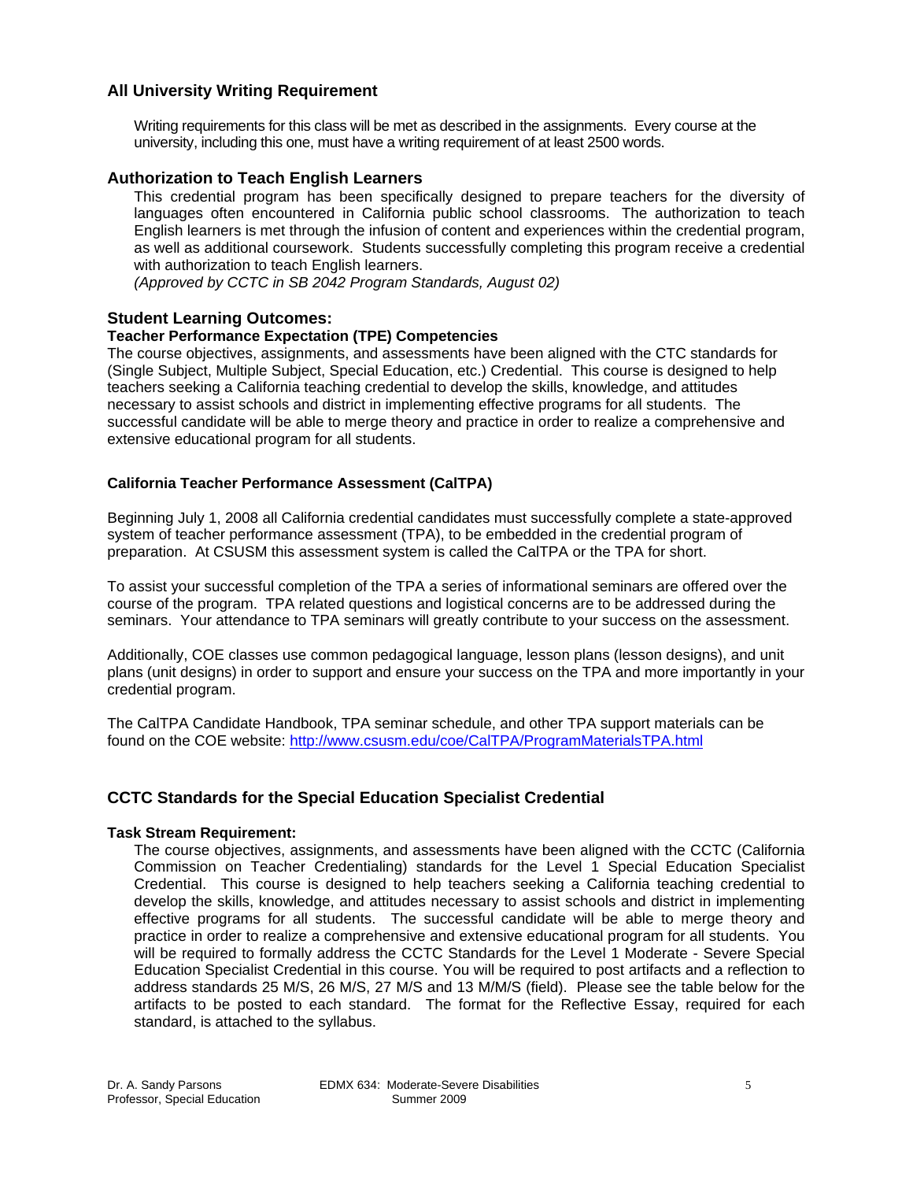## All University Writing Requirement

Writing requirements for this class will be met as described in the assignments. Every course at the university, including this one, must have a writing requirement of at least 2500 words.

## Authorization to Teach English Learners

This credential program has been specifically designed to prepare teachers for the diversity of languages often encountered in California public school classrooms. The authorization to teach English learners is met through the infusion of content and experiences within the credential program, as well as additional coursework. Students successfully completing this program receive a credential with authorization to teach English learners.
*(Approved by CCTC in SB 2042 Program Standards, August 02)*

## Student Learning Outcomes:

### Teacher Performance Expectation (TPE) Competencies

The course objectives, assignments, and assessments have been aligned with the CTC standards for (Single Subject, Multiple Subject, Special Education, etc.) Credential. This course is designed to help teachers seeking a California teaching credential to develop the skills, knowledge, and attitudes necessary to assist schools and district in implementing effective programs for all students. The successful candidate will be able to merge theory and practice in order to realize a comprehensive and extensive educational program for all students.

### California Teacher Performance Assessment (CalTPA)

Beginning July 1, 2008 all California credential candidates must successfully complete a state-approved system of teacher performance assessment (TPA), to be embedded in the credential program of preparation. At CSUSM this assessment system is called the CalTPA or the TPA for short.

To assist your successful completion of the TPA a series of informational seminars are offered over the course of the program. TPA related questions and logistical concerns are to be addressed during the seminars. Your attendance to TPA seminars will greatly contribute to your success on the assessment.

Additionally, COE classes use common pedagogical language, lesson plans (lesson designs), and unit plans (unit designs) in order to support and ensure your success on the TPA and more importantly in your credential program.

The CalTPA Candidate Handbook, TPA seminar schedule, and other TPA support materials can be found on the COE website: http://www.csusm.edu/coe/CalTPA/ProgramMaterialsTPA.html

## CCTC Standards for the Special Education Specialist Credential

### Task Stream Requirement:

The course objectives, assignments, and assessments have been aligned with the CCTC (California Commission on Teacher Credentialing) standards for the Level 1 Special Education Specialist Credential. This course is designed to help teachers seeking a California teaching credential to develop the skills, knowledge, and attitudes necessary to assist schools and district in implementing effective programs for all students. The successful candidate will be able to merge theory and practice in order to realize a comprehensive and extensive educational program for all students. You will be required to formally address the CCTC Standards for the Level 1 Moderate - Severe Special Education Specialist Credential in this course. You will be required to post artifacts and a reflection to address standards 25 M/S, 26 M/S, 27 M/S and 13 M/M/S (field). Please see the table below for the artifacts to be posted to each standard. The format for the Reflective Essay, required for each standard, is attached to the syllabus.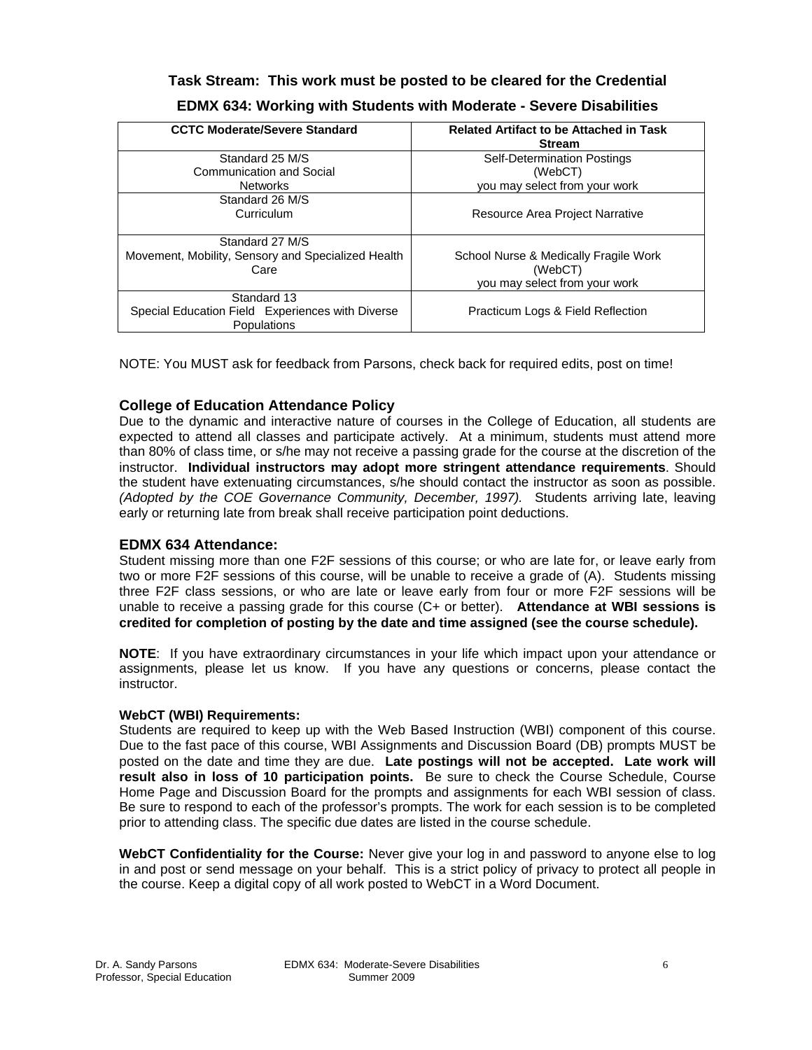**Task Stream: This work must be posted to be cleared for the Credential**

**EDMX 634: Working with Students with Moderate - Severe Disabilities**

| CCTC Moderate/Severe Standard | Related Artifact to be Attached in Task Stream |
|---|---|
| Standard 25 M/S<br>Communication and Social Networks | Self-Determination Postings (WebCT)<br>you may select from your work |
| Standard 26 M/S<br>Curriculum | Resource Area Project Narrative |
| Standard 27 M/S<br>Movement, Mobility, Sensory and Specialized Health Care | School Nurse & Medically Fragile Work (WebCT)<br>you may select from your work |
| Standard 13<br>Special Education Field Experiences with Diverse Populations | Practicum Logs & Field Reflection |

NOTE: You MUST ask for feedback from Parsons, check back for required edits, post on time!

### College of Education Attendance Policy

Due to the dynamic and interactive nature of courses in the College of Education, all students are expected to attend all classes and participate actively. At a minimum, students must attend more than 80% of class time, or s/he may not receive a passing grade for the course at the discretion of the instructor. **Individual instructors may adopt more stringent attendance requirements**. Should the student have extenuating circumstances, s/he should contact the instructor as soon as possible. *(Adopted by the COE Governance Community, December, 1997).* Students arriving late, leaving early or returning late from break shall receive participation point deductions.

### EDMX 634 Attendance:

Student missing more than one F2F sessions of this course; or who are late for, or leave early from two or more F2F sessions of this course, will be unable to receive a grade of (A). Students missing three F2F class sessions, or who are late or leave early from four or more F2F sessions will be unable to receive a passing grade for this course (C+ or better). **Attendance at WBI sessions is credited for completion of posting by the date and time assigned (see the course schedule).**

**NOTE**: If you have extraordinary circumstances in your life which impact upon your attendance or assignments, please let us know. If you have any questions or concerns, please contact the instructor.

**WebCT (WBI) Requirements:**

Students are required to keep up with the Web Based Instruction (WBI) component of this course. Due to the fast pace of this course, WBI Assignments and Discussion Board (DB) prompts MUST be posted on the date and time they are due. **Late postings will not be accepted. Late work will result also in loss of 10 participation points.** Be sure to check the Course Schedule, Course Home Page and Discussion Board for the prompts and assignments for each WBI session of class. Be sure to respond to each of the professor's prompts. The work for each session is to be completed prior to attending class. The specific due dates are listed in the course schedule.

**WebCT Confidentiality for the Course:** Never give your log in and password to anyone else to log in and post or send message on your behalf. This is a strict policy of privacy to protect all people in the course. Keep a digital copy of all work posted to WebCT in a Word Document.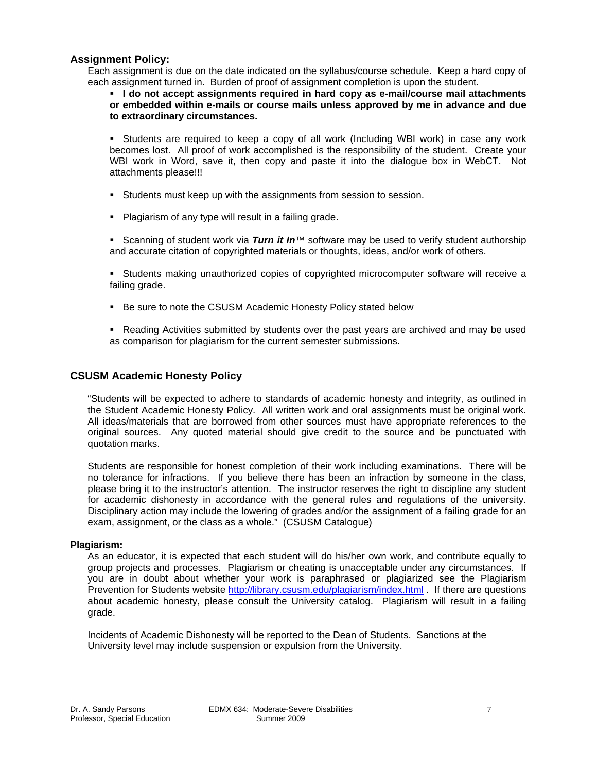### Assignment Policy:

Each assignment is due on the date indicated on the syllabus/course schedule. Keep a hard copy of each assignment turned in. Burden of proof of assignment completion is upon the student.

- **I do not accept assignments required in hard copy as e-mail/course mail attachments or embedded within e-mails or course mails unless approved by me in advance and due to extraordinary circumstances.**
- Students are required to keep a copy of all work (Including WBI work) in case any work becomes lost. All proof of work accomplished is the responsibility of the student. Create your WBI work in Word, save it, then copy and paste it into the dialogue box in WebCT. Not attachments please!!!
- Students must keep up with the assignments from session to session.
- Plagiarism of any type will result in a failing grade.
- Scanning of student work via ***Turn it In***™ software may be used to verify student authorship and accurate citation of copyrighted materials or thoughts, ideas, and/or work of others.
- Students making unauthorized copies of copyrighted microcomputer software will receive a failing grade.
- Be sure to note the CSUSM Academic Honesty Policy stated below
- Reading Activities submitted by students over the past years are archived and may be used as comparison for plagiarism for the current semester submissions.

### CSUSM Academic Honesty Policy

"Students will be expected to adhere to standards of academic honesty and integrity, as outlined in the Student Academic Honesty Policy. All written work and oral assignments must be original work. All ideas/materials that are borrowed from other sources must have appropriate references to the original sources. Any quoted material should give credit to the source and be punctuated with quotation marks.

Students are responsible for honest completion of their work including examinations. There will be no tolerance for infractions. If you believe there has been an infraction by someone in the class, please bring it to the instructor's attention. The instructor reserves the right to discipline any student for academic dishonesty in accordance with the general rules and regulations of the university. Disciplinary action may include the lowering of grades and/or the assignment of a failing grade for an exam, assignment, or the class as a whole." (CSUSM Catalogue)

#### Plagiarism:

As an educator, it is expected that each student will do his/her own work, and contribute equally to group projects and processes. Plagiarism or cheating is unacceptable under any circumstances. If you are in doubt about whether your work is paraphrased or plagiarized see the Plagiarism Prevention for Students website http://library.csusm.edu/plagiarism/index.html . If there are questions about academic honesty, please consult the University catalog. Plagiarism will result in a failing grade.

Incidents of Academic Dishonesty will be reported to the Dean of Students. Sanctions at the University level may include suspension or expulsion from the University.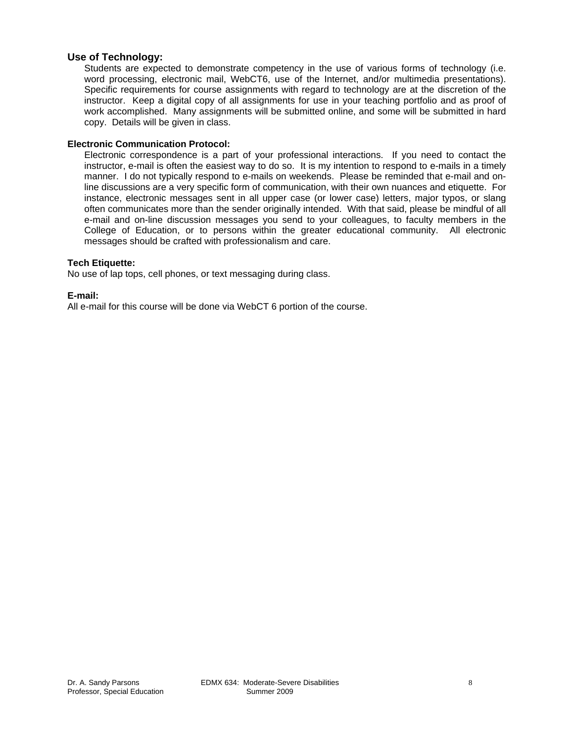### Use of Technology:

Students are expected to demonstrate competency in the use of various forms of technology (i.e. word processing, electronic mail, WebCT6, use of the Internet, and/or multimedia presentations). Specific requirements for course assignments with regard to technology are at the discretion of the instructor. Keep a digital copy of all assignments for use in your teaching portfolio and as proof of work accomplished. Many assignments will be submitted online, and some will be submitted in hard copy. Details will be given in class.

**Electronic Communication Protocol:**

Electronic correspondence is a part of your professional interactions. If you need to contact the instructor, e-mail is often the easiest way to do so. It is my intention to respond to e-mails in a timely manner. I do not typically respond to e-mails on weekends. Please be reminded that e-mail and on-line discussions are a very specific form of communication, with their own nuances and etiquette. For instance, electronic messages sent in all upper case (or lower case) letters, major typos, or slang often communicates more than the sender originally intended. With that said, please be mindful of all e-mail and on-line discussion messages you send to your colleagues, to faculty members in the College of Education, or to persons within the greater educational community. All electronic messages should be crafted with professionalism and care.

**Tech Etiquette:**

No use of lap tops, cell phones, or text messaging during class.

**E-mail:**

All e-mail for this course will be done via WebCT 6 portion of the course.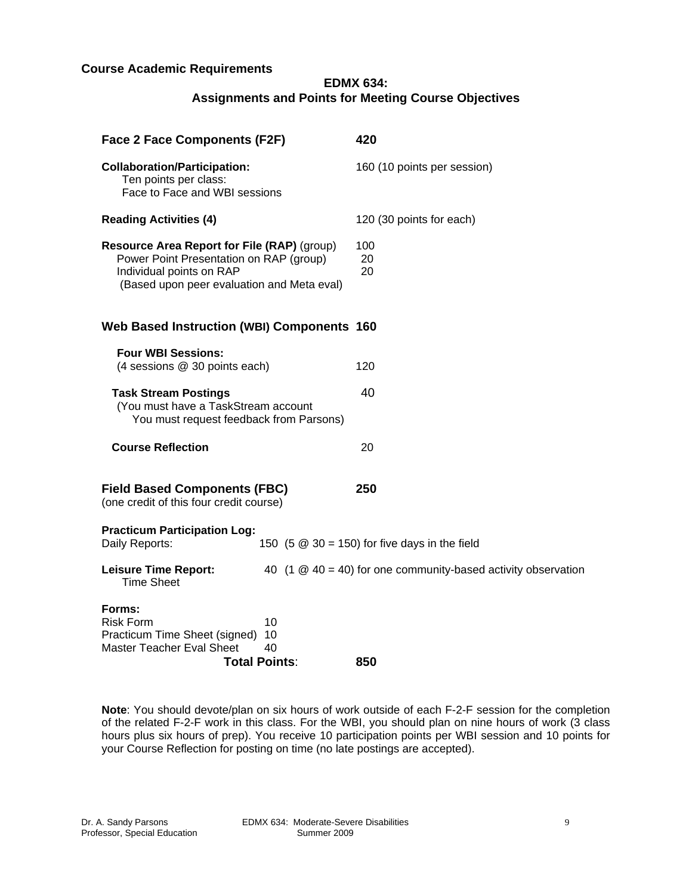**Course Academic Requirements**

**EDMX 634:**
**Assignments and Points for Meeting Course Objectives**

| | |
|---|---|
| **Face 2 Face Components (F2F)** | **420** |
| **Collaboration/Participation:** Ten points per class: Face to Face and WBI sessions | 160 (10 points per session) |
| **Reading Activities (4)** | 120 (30 points for each) |
| **Resource Area Report for File (RAP)** (group) | 100 |
| Power Point Presentation on RAP (group) | 20 |
| Individual points on RAP (Based upon peer evaluation and Meta eval) | 20 |
| **Web Based Instruction (WBI) Components** | **160** |
| **Four WBI Sessions:** (4 sessions @ 30 points each) | 120 |
| **Task Stream Postings** (You must have a TaskStream account You must request feedback from Parsons) | 40 |
| **Course Reflection** | 20 |
| **Field Based Components (FBC)** (one credit of this four credit course) | **250** |

**Practicum Participation Log:**
Daily Reports: 150 (5 @ 30 = 150) for five days in the field

**Leisure Time Report:** 40 (1 @ 40 = 40) for one community-based activity observation
Time Sheet

**Forms:**
Risk Form 10
Practicum Time Sheet (signed) 10
Master Teacher Eval Sheet 40

**Total Points**: **850**

**Note**: You should devote/plan on six hours of work outside of each F-2-F session for the completion of the related F-2-F work in this class. For the WBI, you should plan on nine hours of work (3 class hours plus six hours of prep). You receive 10 participation points per WBI session and 10 points for your Course Reflection for posting on time (no late postings are accepted).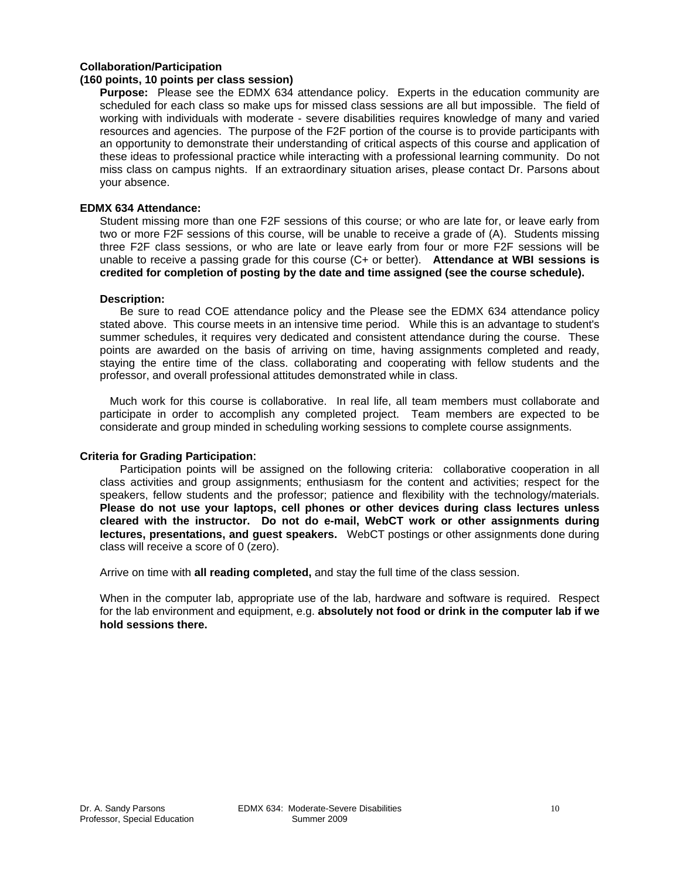**Collaboration/Participation**
**(160 points, 10 points per class session)**

**Purpose:** Please see the EDMX 634 attendance policy. Experts in the education community are scheduled for each class so make ups for missed class sessions are all but impossible. The field of working with individuals with moderate - severe disabilities requires knowledge of many and varied resources and agencies. The purpose of the F2F portion of the course is to provide participants with an opportunity to demonstrate their understanding of critical aspects of this course and application of these ideas to professional practice while interacting with a professional learning community. Do not miss class on campus nights. If an extraordinary situation arises, please contact Dr. Parsons about your absence.

**EDMX 634 Attendance:**

Student missing more than one F2F sessions of this course; or who are late for, or leave early from two or more F2F sessions of this course, will be unable to receive a grade of (A). Students missing three F2F class sessions, or who are late or leave early from four or more F2F sessions will be unable to receive a passing grade for this course (C+ or better). **Attendance at WBI sessions is credited for completion of posting by the date and time assigned (see the course schedule).**

**Description:**

Be sure to read COE attendance policy and the Please see the EDMX 634 attendance policy stated above. This course meets in an intensive time period. While this is an advantage to student's summer schedules, it requires very dedicated and consistent attendance during the course. These points are awarded on the basis of arriving on time, having assignments completed and ready, staying the entire time of the class. collaborating and cooperating with fellow students and the professor, and overall professional attitudes demonstrated while in class.

Much work for this course is collaborative. In real life, all team members must collaborate and participate in order to accomplish any completed project. Team members are expected to be considerate and group minded in scheduling working sessions to complete course assignments.

**Criteria for Grading Participation**:

Participation points will be assigned on the following criteria: collaborative cooperation in all class activities and group assignments; enthusiasm for the content and activities; respect for the speakers, fellow students and the professor; patience and flexibility with the technology/materials. **Please do not use your laptops, cell phones or other devices during class lectures unless cleared with the instructor. Do not do e-mail, WebCT work or other assignments during lectures, presentations, and guest speakers.** WebCT postings or other assignments done during class will receive a score of 0 (zero).

Arrive on time with **all reading completed,** and stay the full time of the class session.

When in the computer lab, appropriate use of the lab, hardware and software is required. Respect for the lab environment and equipment, e.g. **absolutely not food or drink in the computer lab if we hold sessions there.**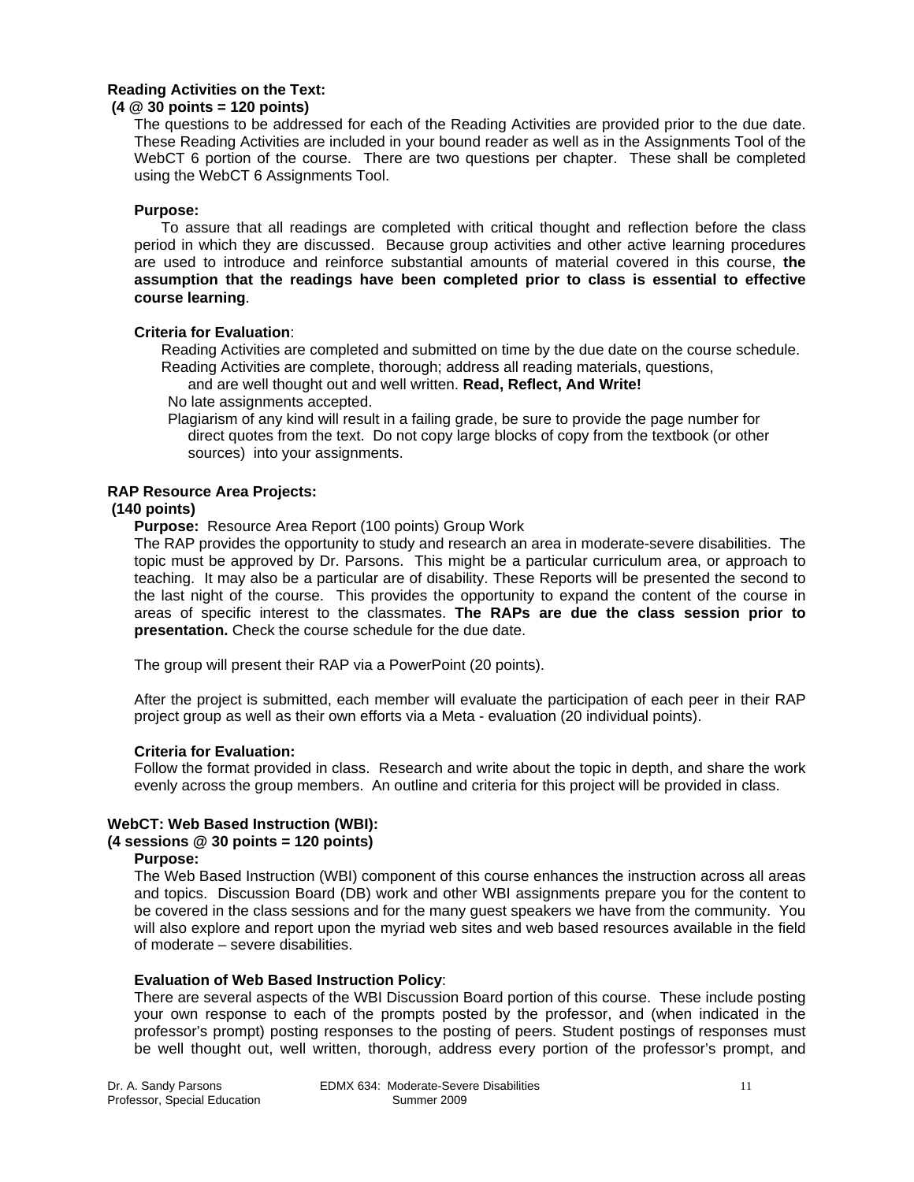**Reading Activities on the Text:**
**(4 @ 30 points = 120 points)**

The questions to be addressed for each of the Reading Activities are provided prior to the due date. These Reading Activities are included in your bound reader as well as in the Assignments Tool of the WebCT 6 portion of the course. There are two questions per chapter. These shall be completed using the WebCT 6 Assignments Tool.

**Purpose:**

To assure that all readings are completed with critical thought and reflection before the class period in which they are discussed. Because group activities and other active learning procedures are used to introduce and reinforce substantial amounts of material covered in this course, **the assumption that the readings have been completed prior to class is essential to effective course learning**.

**Criteria for Evaluation**:

Reading Activities are completed and submitted on time by the due date on the course schedule.
Reading Activities are complete, thorough; address all reading materials, questions, and are well thought out and well written. **Read, Reflect, And Write!**
No late assignments accepted.
Plagiarism of any kind will result in a failing grade, be sure to provide the page number for direct quotes from the text. Do not copy large blocks of copy from the textbook (or other sources) into your assignments.

**RAP Resource Area Projects:**
**(140 points)**

**Purpose:** Resource Area Report (100 points) Group Work

The RAP provides the opportunity to study and research an area in moderate-severe disabilities. The topic must be approved by Dr. Parsons. This might be a particular curriculum area, or approach to teaching. It may also be a particular are of disability. These Reports will be presented the second to the last night of the course. This provides the opportunity to expand the content of the course in areas of specific interest to the classmates. **The RAPs are due the class session prior to presentation.** Check the course schedule for the due date.

The group will present their RAP via a PowerPoint (20 points).

After the project is submitted, each member will evaluate the participation of each peer in their RAP project group as well as their own efforts via a Meta - evaluation (20 individual points).

**Criteria for Evaluation:**

Follow the format provided in class. Research and write about the topic in depth, and share the work evenly across the group members. An outline and criteria for this project will be provided in class.

**WebCT: Web Based Instruction (WBI):**
**(4 sessions @ 30 points = 120 points)**

**Purpose:**

The Web Based Instruction (WBI) component of this course enhances the instruction across all areas and topics. Discussion Board (DB) work and other WBI assignments prepare you for the content to be covered in the class sessions and for the many guest speakers we have from the community. You will also explore and report upon the myriad web sites and web based resources available in the field of moderate – severe disabilities.

**Evaluation of Web Based Instruction Policy**:

There are several aspects of the WBI Discussion Board portion of this course. These include posting your own response to each of the prompts posted by the professor, and (when indicated in the professor's prompt) posting responses to the posting of peers. Student postings of responses must be well thought out, well written, thorough, address every portion of the professor's prompt, and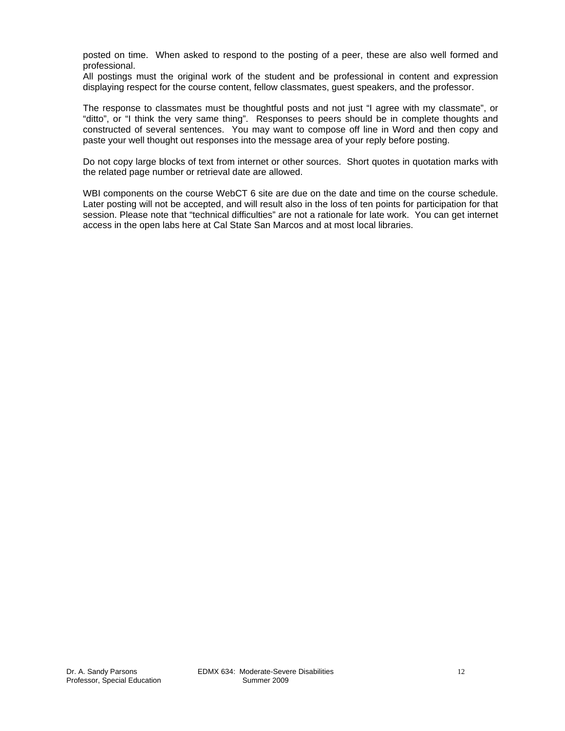posted on time. When asked to respond to the posting of a peer, these are also well formed and professional.
All postings must the original work of the student and be professional in content and expression displaying respect for the course content, fellow classmates, guest speakers, and the professor.

The response to classmates must be thoughtful posts and not just “I agree with my classmate”, or “ditto”, or “I think the very same thing”. Responses to peers should be in complete thoughts and constructed of several sentences. You may want to compose off line in Word and then copy and paste your well thought out responses into the message area of your reply before posting.

Do not copy large blocks of text from internet or other sources. Short quotes in quotation marks with the related page number or retrieval date are allowed.

WBI components on the course WebCT 6 site are due on the date and time on the course schedule. Later posting will not be accepted, and will result also in the loss of ten points for participation for that session. Please note that “technical difficulties” are not a rationale for late work. You can get internet access in the open labs here at Cal State San Marcos and at most local libraries.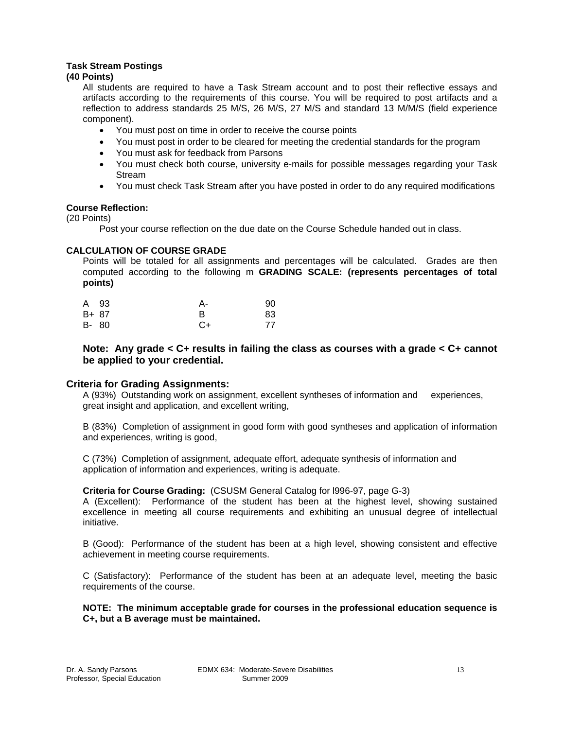**Task Stream Postings**
**(40 Points)**

All students are required to have a Task Stream account and to post their reflective essays and artifacts according to the requirements of this course. You will be required to post artifacts and a reflection to address standards 25 M/S, 26 M/S, 27 M/S and standard 13 M/M/S (field experience component).

- You must post on time in order to receive the course points
- You must post in order to be cleared for meeting the credential standards for the program
- You must ask for feedback from Parsons
- You must check both course, university e-mails for possible messages regarding your Task Stream
- You must check Task Stream after you have posted in order to do any required modifications

**Course Reflection:**
(20 Points)

Post your course reflection on the due date on the Course Schedule handed out in class.

**CALCULATION OF COURSE GRADE**

Points will be totaled for all assignments and percentages will be calculated. Grades are then computed according to the following m **GRADING SCALE: (represents percentages of total points)**

| | | | |
|---|---|---|---|
| A | 93 | A- | 90 |
| B+ | 87 | B | 83 |
| B- | 80 | C+ | 77 |

**Note: Any grade < C+ results in failing the class as courses with a grade < C+ cannot be applied to your credential.**

**Criteria for Grading Assignments:**

A (93%) Outstanding work on assignment, excellent syntheses of information and experiences, great insight and application, and excellent writing,

B (83%) Completion of assignment in good form with good syntheses and application of information and experiences, writing is good,

C (73%) Completion of assignment, adequate effort, adequate synthesis of information and application of information and experiences, writing is adequate.

**Criteria for Course Grading:** (CSUSM General Catalog for l996-97, page G-3)

A (Excellent): Performance of the student has been at the highest level, showing sustained excellence in meeting all course requirements and exhibiting an unusual degree of intellectual initiative.

B (Good): Performance of the student has been at a high level, showing consistent and effective achievement in meeting course requirements.

C (Satisfactory): Performance of the student has been at an adequate level, meeting the basic requirements of the course.

**NOTE: The minimum acceptable grade for courses in the professional education sequence is C+, but a B average must be maintained.**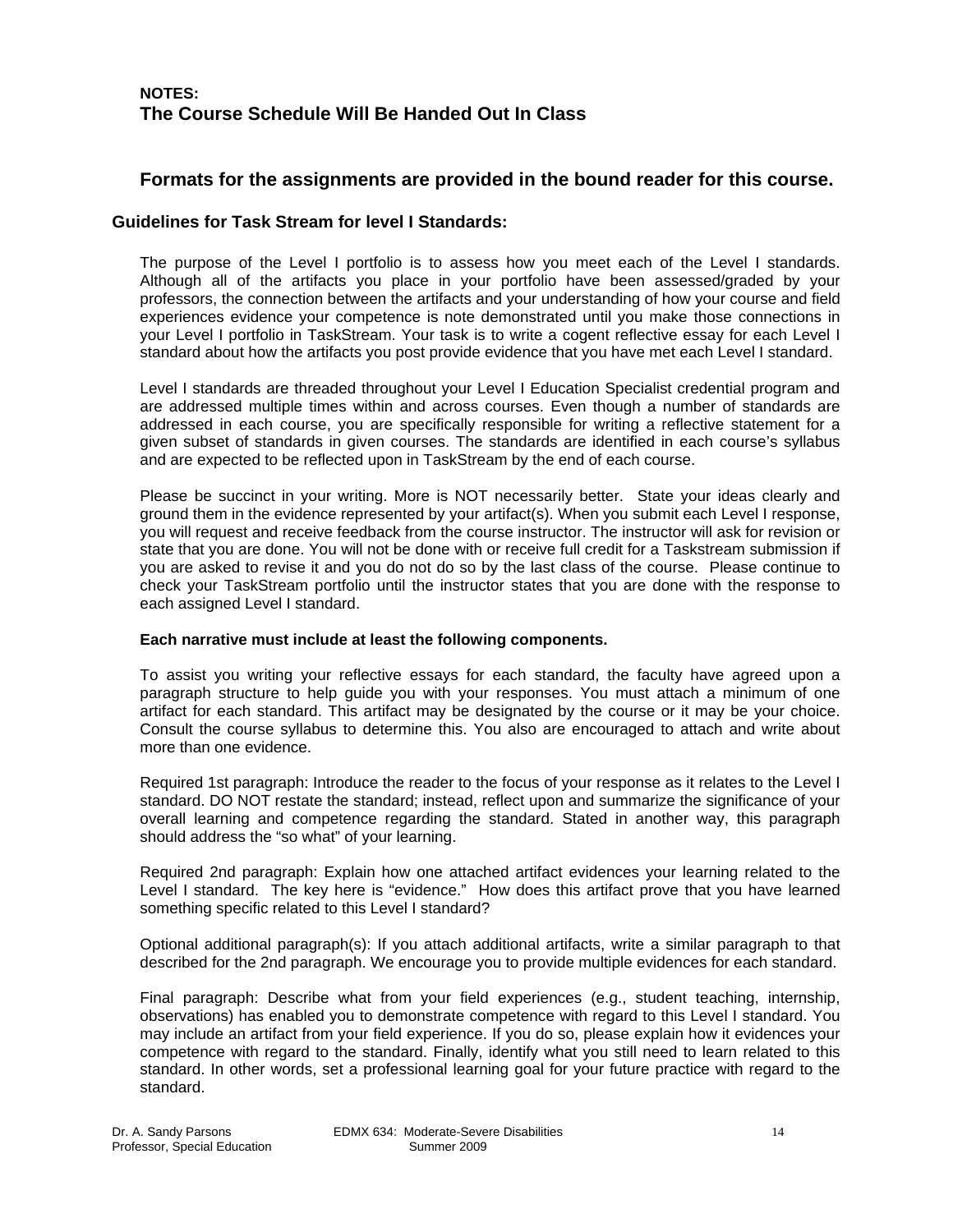**NOTES:**
**The Course Schedule Will Be Handed Out In Class**

## Formats for the assignments are provided in the bound reader for this course.

### Guidelines for Task Stream for level I Standards:

The purpose of the Level I portfolio is to assess how you meet each of the Level I standards. Although all of the artifacts you place in your portfolio have been assessed/graded by your professors, the connection between the artifacts and your understanding of how your course and field experiences evidence your competence is note demonstrated until you make those connections in your Level I portfolio in TaskStream. Your task is to write a cogent reflective essay for each Level I standard about how the artifacts you post provide evidence that you have met each Level I standard.

Level I standards are threaded throughout your Level I Education Specialist credential program and are addressed multiple times within and across courses. Even though a number of standards are addressed in each course, you are specifically responsible for writing a reflective statement for a given subset of standards in given courses. The standards are identified in each course's syllabus and are expected to be reflected upon in TaskStream by the end of each course.

Please be succinct in your writing. More is NOT necessarily better. State your ideas clearly and ground them in the evidence represented by your artifact(s). When you submit each Level I response, you will request and receive feedback from the course instructor. The instructor will ask for revision or state that you are done. You will not be done with or receive full credit for a Taskstream submission if you are asked to revise it and you do not do so by the last class of the course. Please continue to check your TaskStream portfolio until the instructor states that you are done with the response to each assigned Level I standard.

**Each narrative must include at least the following components.**

To assist you writing your reflective essays for each standard, the faculty have agreed upon a paragraph structure to help guide you with your responses. You must attach a minimum of one artifact for each standard. This artifact may be designated by the course or it may be your choice. Consult the course syllabus to determine this. You also are encouraged to attach and write about more than one evidence.

Required 1st paragraph: Introduce the reader to the focus of your response as it relates to the Level I standard. DO NOT restate the standard; instead, reflect upon and summarize the significance of your overall learning and competence regarding the standard. Stated in another way, this paragraph should address the "so what" of your learning.

Required 2nd paragraph: Explain how one attached artifact evidences your learning related to the Level I standard. The key here is "evidence." How does this artifact prove that you have learned something specific related to this Level I standard?

Optional additional paragraph(s): If you attach additional artifacts, write a similar paragraph to that described for the 2nd paragraph. We encourage you to provide multiple evidences for each standard.

Final paragraph: Describe what from your field experiences (e.g., student teaching, internship, observations) has enabled you to demonstrate competence with regard to this Level I standard. You may include an artifact from your field experience. If you do so, please explain how it evidences your competence with regard to the standard. Finally, identify what you still need to learn related to this standard. In other words, set a professional learning goal for your future practice with regard to the standard.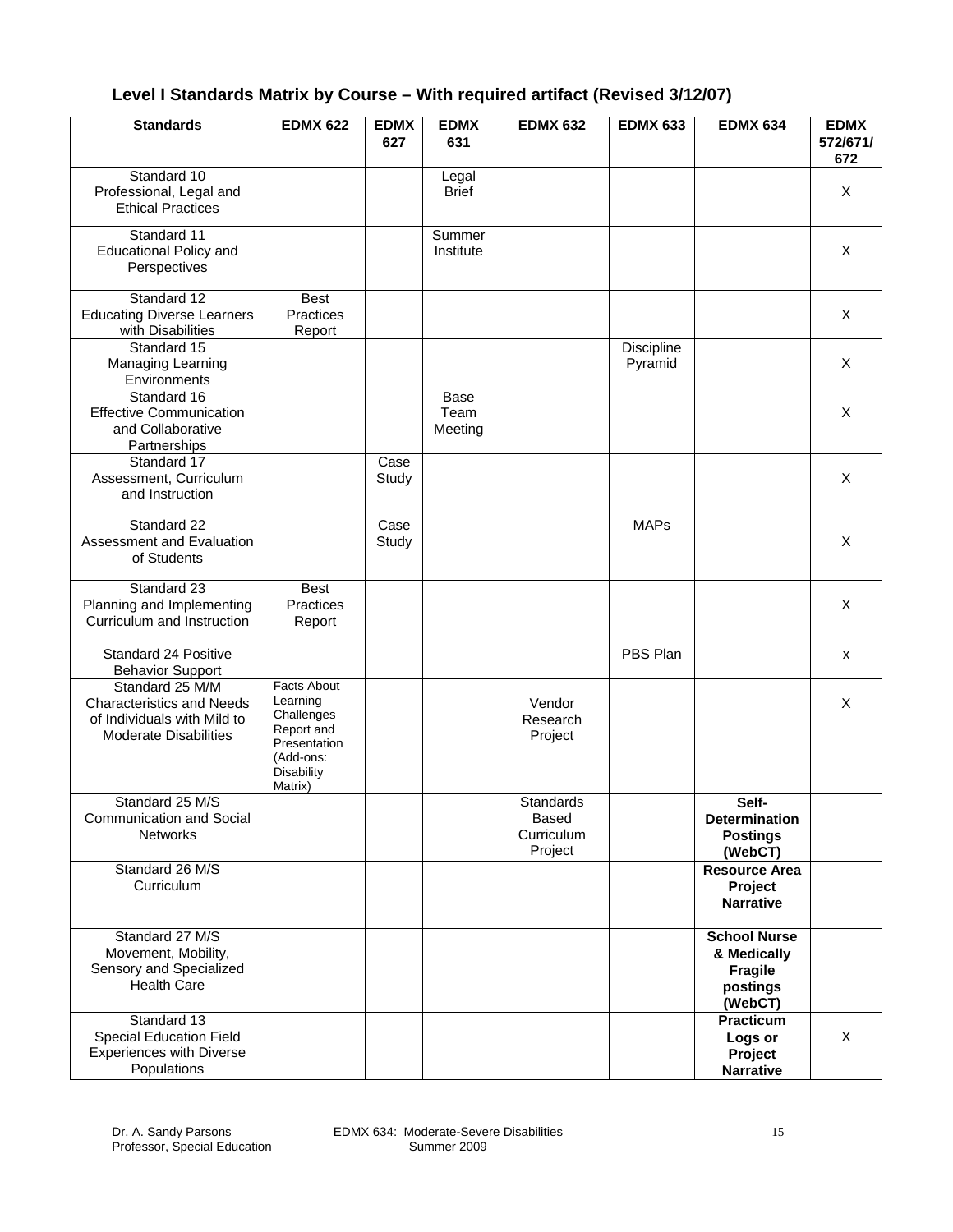## Level I Standards Matrix by Course – With required artifact (Revised 3/12/07)

| Standards | EDMX 622 | EDMX 627 | EDMX 631 | EDMX 632 | EDMX 633 | EDMX 634 | EDMX 572/671/ 672 |
|---|---|---|---|---|---|---|---|
| Standard 10 Professional, Legal and Ethical Practices | | | Legal Brief | | | | X |
| Standard 11 Educational Policy and Perspectives | | | Summer Institute | | | | X |
| Standard 12 Educating Diverse Learners with Disabilities | Best Practices Report | | | | | | X |
| Standard 15 Managing Learning Environments | | | | | Discipline Pyramid | | X |
| Standard 16 Effective Communication and Collaborative Partnerships | | | Base Team Meeting | | | | X |
| Standard 17 Assessment, Curriculum and Instruction | | Case Study | | | | | X |
| Standard 22 Assessment and Evaluation of Students | | Case Study | | | MAPs | | X |
| Standard 23 Planning and Implementing Curriculum and Instruction | Best Practices Report | | | | | | X |
| Standard 24 Positive Behavior Support | | | | | PBS Plan | | x |
| Standard 25 M/M Characteristics and Needs of Individuals with Mild to Moderate Disabilities | Facts About Learning Challenges Report and Presentation (Add-ons: Disability Matrix) | | | Vendor Research Project | | | X |
| Standard 25 M/S Communication and Social Networks | | | | Standards Based Curriculum Project | | **Self-Determination Postings (WebCT)** | |
| Standard 26 M/S Curriculum | | | | | | **Resource Area Project Narrative** | |
| Standard 27 M/S Movement, Mobility, Sensory and Specialized Health Care | | | | | | **School Nurse & Medically Fragile postings (WebCT)** | |
| Standard 13 Special Education Field Experiences with Diverse Populations | | | | | | **Practicum Logs or Project Narrative** | X |